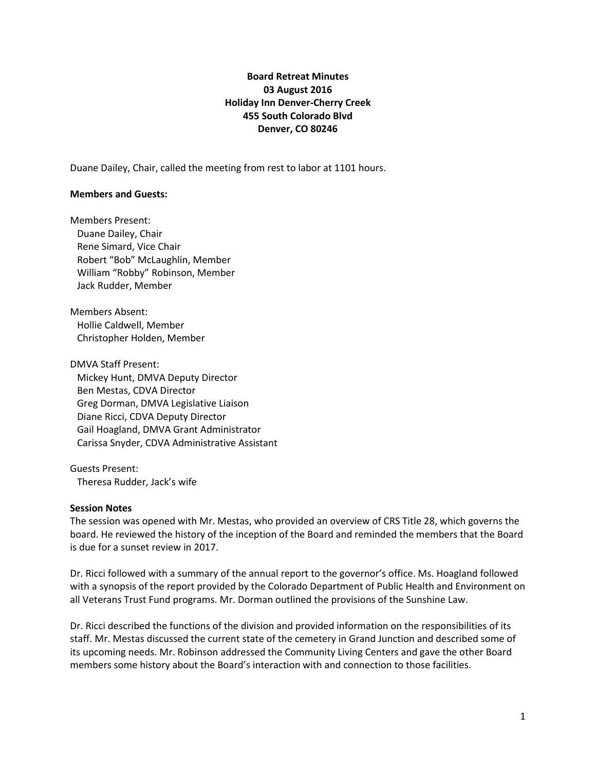**Board Retreat Minutes**
**03 August 2016**
**Holiday Inn Denver-Cherry Creek**
**455 South Colorado Blvd**
**Denver, CO 80246**

Duane Dailey, Chair, called the meeting from rest to labor at 1101 hours.

**Members and Guests:**

Members Present:
- Duane Dailey, Chair
- Rene Simard, Vice Chair
- Robert "Bob" McLaughlin, Member
- William "Robby" Robinson, Member
- Jack Rudder, Member

Members Absent:
- Hollie Caldwell, Member
- Christopher Holden, Member

DMVA Staff Present:
- Mickey Hunt, DMVA Deputy Director
- Ben Mestas, CDVA Director
- Greg Dorman, DMVA Legislative Liaison
- Diane Ricci, CDVA Deputy Director
- Gail Hoagland, DMVA Grant Administrator
- Carissa Snyder, CDVA Administrative Assistant

Guests Present:
- Theresa Rudder, Jack's wife

**Session Notes**

The session was opened with Mr. Mestas, who provided an overview of CRS Title 28, which governs the board. He reviewed the history of the inception of the Board and reminded the members that the Board is due for a sunset review in 2017.

Dr. Ricci followed with a summary of the annual report to the governor's office. Ms. Hoagland followed with a synopsis of the report provided by the Colorado Department of Public Health and Environment on all Veterans Trust Fund programs. Mr. Dorman outlined the provisions of the Sunshine Law.

Dr. Ricci described the functions of the division and provided information on the responsibilities of its staff. Mr. Mestas discussed the current state of the cemetery in Grand Junction and described some of its upcoming needs. Mr. Robinson addressed the Community Living Centers and gave the other Board members some history about the Board's interaction with and connection to those facilities.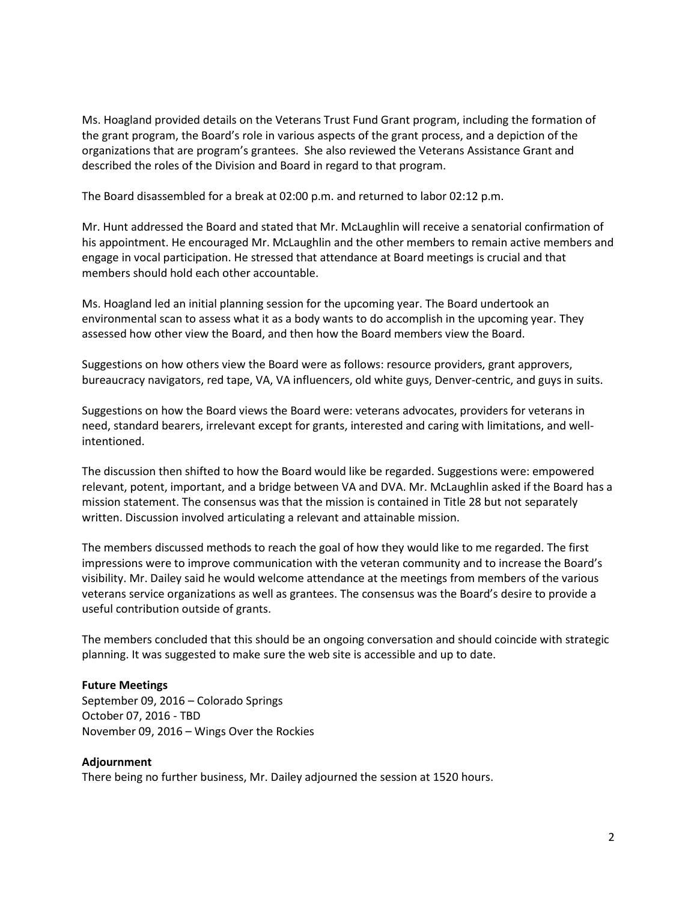Ms. Hoagland provided details on the Veterans Trust Fund Grant program, including the formation of the grant program, the Board's role in various aspects of the grant process, and a depiction of the organizations that are program's grantees. She also reviewed the Veterans Assistance Grant and described the roles of the Division and Board in regard to that program.

The Board disassembled for a break at 02:00 p.m. and returned to labor 02:12 p.m.

Mr. Hunt addressed the Board and stated that Mr. McLaughlin will receive a senatorial confirmation of his appointment. He encouraged Mr. McLaughlin and the other members to remain active members and engage in vocal participation. He stressed that attendance at Board meetings is crucial and that members should hold each other accountable.

Ms. Hoagland led an initial planning session for the upcoming year. The Board undertook an environmental scan to assess what it as a body wants to do accomplish in the upcoming year. They assessed how other view the Board, and then how the Board members view the Board.

Suggestions on how others view the Board were as follows: resource providers, grant approvers, bureaucracy navigators, red tape, VA, VA influencers, old white guys, Denver-centric, and guys in suits.

Suggestions on how the Board views the Board were: veterans advocates, providers for veterans in need, standard bearers, irrelevant except for grants, interested and caring with limitations, and well-intentioned.

The discussion then shifted to how the Board would like be regarded. Suggestions were: empowered relevant, potent, important, and a bridge between VA and DVA. Mr. McLaughlin asked if the Board has a mission statement. The consensus was that the mission is contained in Title 28 but not separately written. Discussion involved articulating a relevant and attainable mission.

The members discussed methods to reach the goal of how they would like to me regarded. The first impressions were to improve communication with the veteran community and to increase the Board's visibility. Mr. Dailey said he would welcome attendance at the meetings from members of the various veterans service organizations as well as grantees. The consensus was the Board's desire to provide a useful contribution outside of grants.

The members concluded that this should be an ongoing conversation and should coincide with strategic planning. It was suggested to make sure the web site is accessible and up to date.

**Future Meetings**
September 09, 2016 – Colorado Springs
October 07, 2016 - TBD
November 09, 2016 – Wings Over the Rockies

**Adjournment**
There being no further business, Mr. Dailey adjourned the session at 1520 hours.